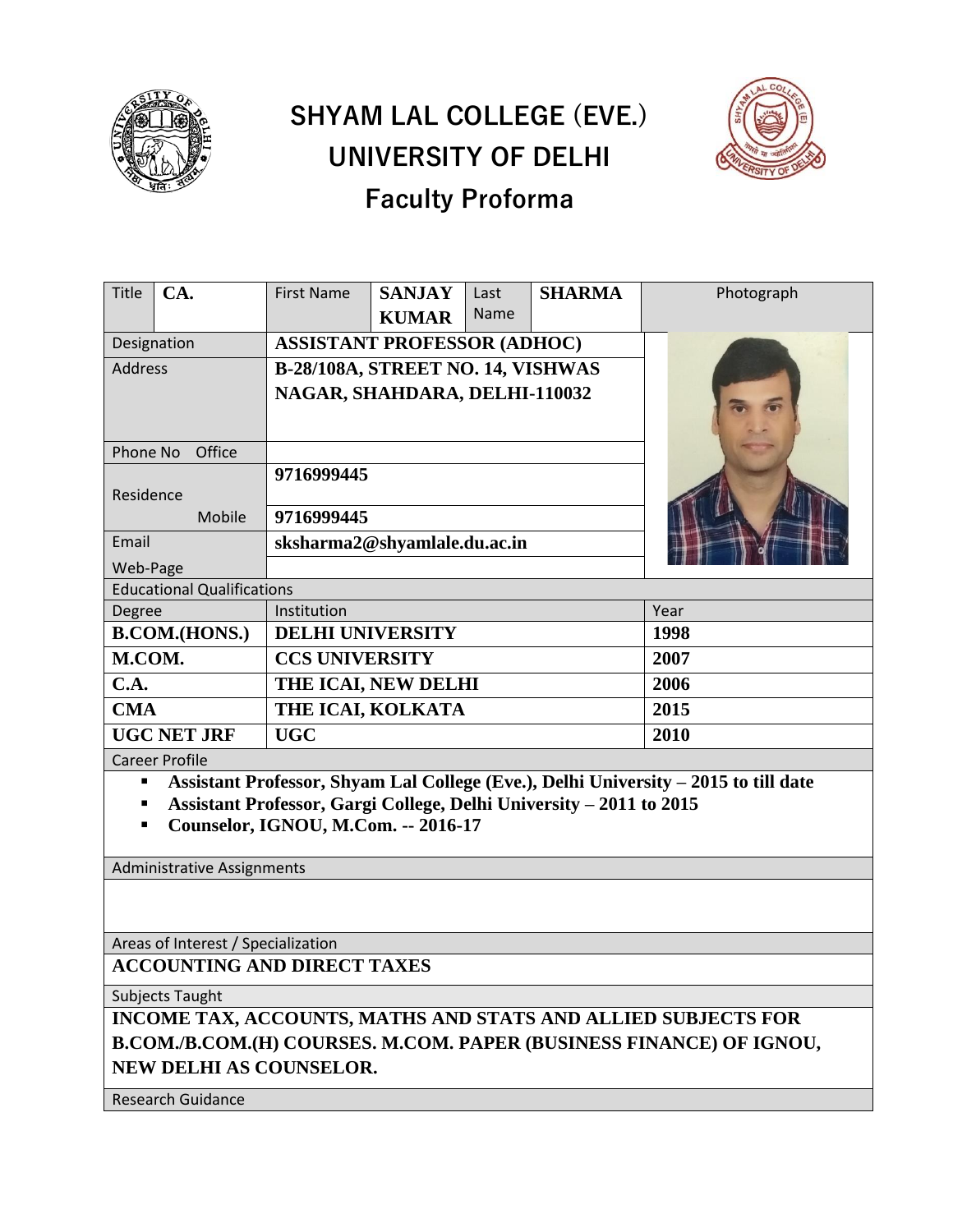# SHYAM LAL COLLEGE (EVE.)
# UNIVERSITY OF DELHI
## Faculty Proforma

| Title | CA. | First Name | SANJAY KUMAR | Last Name | SHARMA | Photograph |
|---|---|---|---|---|---|---|
| Designation | | ASSISTANT PROFESSOR (ADHOC) | | | | |
| Address | | B-28/108A, STREET NO. 14, VISHWAS NAGAR, SHAHDARA, DELHI-110032 | | | | |
| Phone No Office | | | | | | |
| Residence | | 9716999445 | | | | |
| Mobile | | 9716999445 | | | | |
| Email | | sksharma2@shyamlale.du.ac.in | | | | |
| Web-Page | | | | | | |

**Educational Qualifications**

| Degree | Institution | Year |
|---|---|---|
| B.COM.(HONS.) | DELHI UNIVERSITY | 1998 |
| M.COM. | CCS UNIVERSITY | 2007 |
| C.A. | THE ICAI, NEW DELHI | 2006 |
| CMA | THE ICAI, KOLKATA | 2015 |
| UGC NET JRF | UGC | 2010 |

**Career Profile**

- **Assistant Professor, Shyam Lal College (Eve.), Delhi University – 2015 to till date**
- **Assistant Professor, Gargi College, Delhi University – 2011 to 2015**
- **Counselor, IGNOU, M.Com. -- 2016-17**

**Administrative Assignments**

**Areas of Interest / Specialization**

**ACCOUNTING AND DIRECT TAXES**

**Subjects Taught**

**INCOME TAX, ACCOUNTS, MATHS AND STATS AND ALLIED SUBJECTS FOR B.COM./B.COM.(H) COURSES. M.COM. PAPER (BUSINESS FINANCE) OF IGNOU, NEW DELHI AS COUNSELOR.**

**Research Guidance**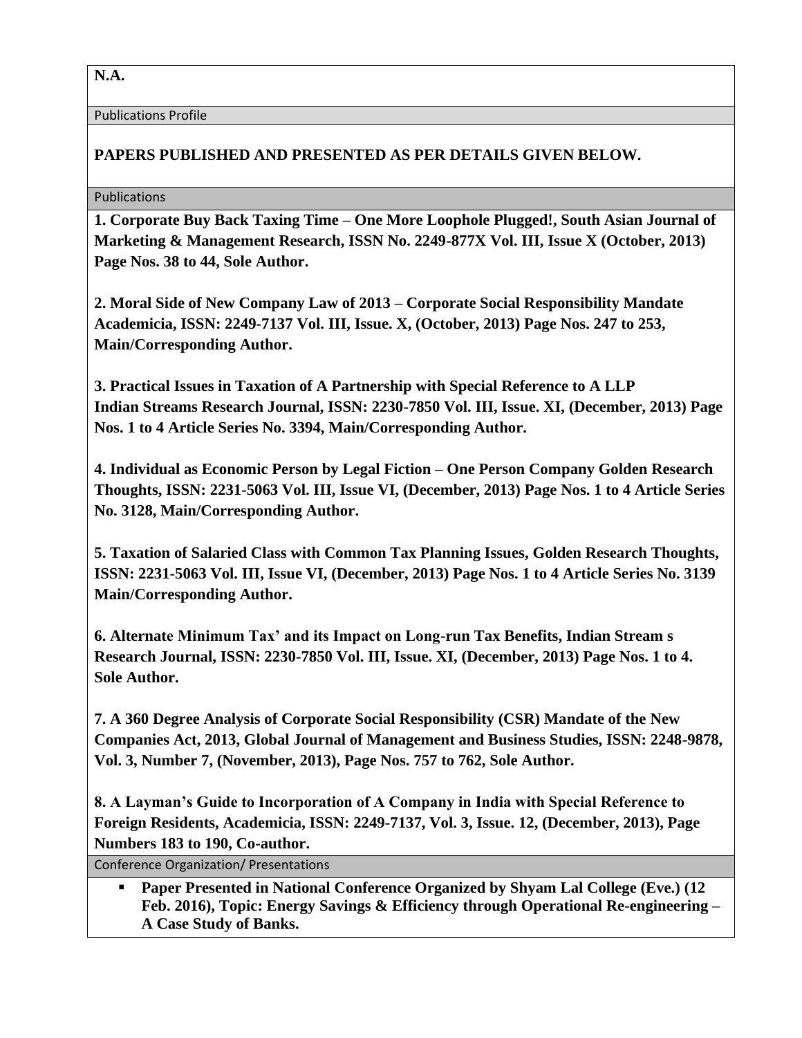**N.A.**

Publications Profile

**PAPERS PUBLISHED AND PRESENTED AS PER DETAILS GIVEN BELOW.**

Publications

**1. Corporate Buy Back Taxing Time – One More Loophole Plugged!, South Asian Journal of Marketing & Management Research, ISSN No. 2249-877X Vol. III, Issue X (October, 2013) Page Nos. 38 to 44, Sole Author.**

**2. Moral Side of New Company Law of 2013 – Corporate Social Responsibility Mandate Academicia, ISSN: 2249-7137 Vol. III, Issue. X, (October, 2013) Page Nos. 247 to 253, Main/Corresponding Author.**

**3. Practical Issues in Taxation of A Partnership with Special Reference to A LLP Indian Streams Research Journal, ISSN: 2230-7850 Vol. III, Issue. XI, (December, 2013) Page Nos. 1 to 4 Article Series No. 3394, Main/Corresponding Author.**

**4. Individual as Economic Person by Legal Fiction – One Person Company Golden Research Thoughts, ISSN: 2231-5063 Vol. III, Issue VI, (December, 2013) Page Nos. 1 to 4 Article Series No. 3128, Main/Corresponding Author.**

**5. Taxation of Salaried Class with Common Tax Planning Issues, Golden Research Thoughts, ISSN: 2231-5063 Vol. III, Issue VI, (December, 2013) Page Nos. 1 to 4 Article Series No. 3139 Main/Corresponding Author.**

**6. Alternate Minimum Tax' and its Impact on Long-run Tax Benefits, Indian Stream s Research Journal, ISSN: 2230-7850 Vol. III, Issue. XI, (December, 2013) Page Nos. 1 to 4. Sole Author.**

**7. A 360 Degree Analysis of Corporate Social Responsibility (CSR) Mandate of the New Companies Act, 2013, Global Journal of Management and Business Studies, ISSN: 2248-9878, Vol. 3, Number 7, (November, 2013), Page Nos. 757 to 762, Sole Author.**

**8. A Layman's Guide to Incorporation of A Company in India with Special Reference to Foreign Residents, Academicia, ISSN: 2249-7137, Vol. 3, Issue. 12, (December, 2013), Page Numbers 183 to 190, Co-author.**

Conference Organization/ Presentations

- **Paper Presented in National Conference Organized by Shyam Lal College (Eve.) (12 Feb. 2016), Topic: Energy Savings & Efficiency through Operational Re-engineering – A Case Study of Banks.**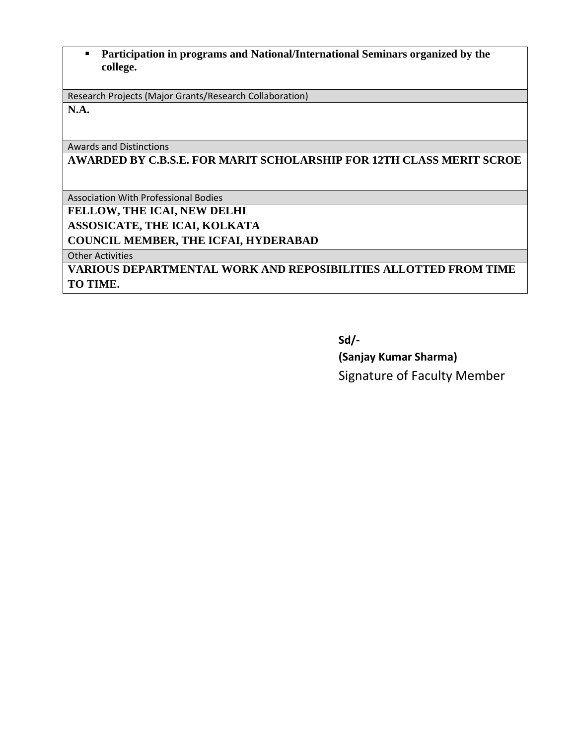- **Participation in programs and National/International Seminars organized by the college.**

Research Projects (Major Grants/Research Collaboration)

**N.A.**

Awards and Distinctions

**AWARDED BY C.B.S.E. FOR MARIT SCHOLARSHIP FOR 12TH CLASS MERIT SCROE**

Association With Professional Bodies

**FELLOW, THE ICAI, NEW DELHI**

**ASSOSICATE, THE ICAI, KOLKATA**

**COUNCIL MEMBER, THE ICFAI, HYDERABAD**

Other Activities

**VARIOUS DEPARTMENTAL WORK AND REPOSIBILITIES ALLOTTED FROM TIME TO TIME.**

**Sd/-**

**(Sanjay Kumar Sharma)**

Signature of Faculty Member